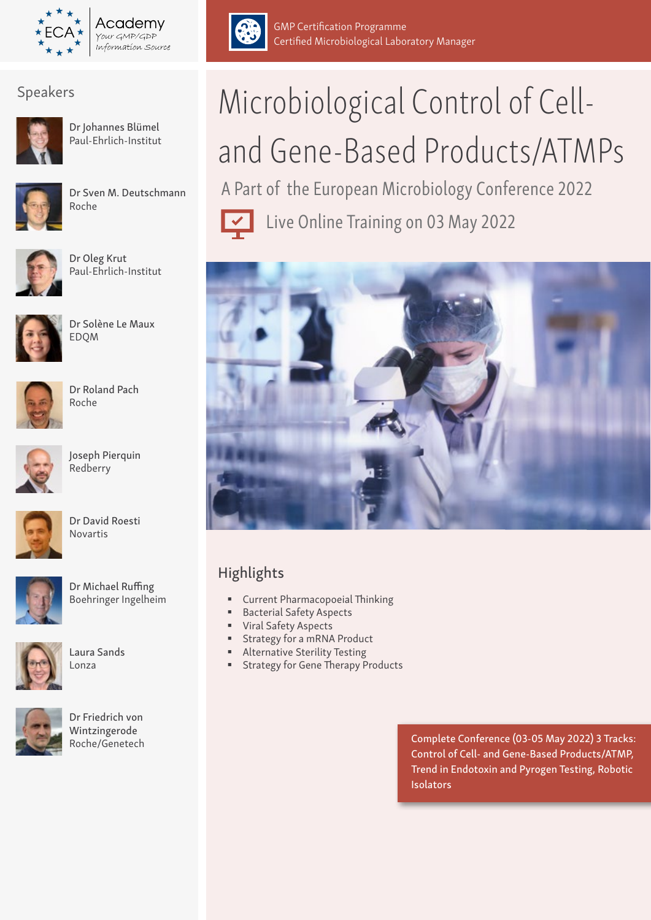ECA Academy
Your GMP/GDP Information Source

GMP Certification Programme
Certified Microbiological Laboratory Manager

# Microbiological Control of Cell- and Gene-Based Products/ATMPs

## A Part of the European Microbiology Conference 2022

Live Online Training on 03 May 2022

## Speakers

Dr Johannes Blümel
Paul-Ehrlich-Institut

Dr Sven M. Deutschmann
Roche

Dr Oleg Krut
Paul-Ehrlich-Institut

Dr Solène Le Maux
EDQM

Dr Roland Pach
Roche

Joseph Pierquin
Redberry

Dr David Roesti
Novartis

Dr Michael Ruffing
Boehringer Ingelheim

Laura Sands
Lonza

Dr Friedrich von Wintzingerode
Roche/Genetech

## Highlights

- Current Pharmacopoeial Thinking
- Bacterial Safety Aspects
- Viral Safety Aspects
- Strategy for a mRNA Product
- Alternative Sterility Testing
- Strategy for Gene Therapy Products

Complete Conference (03-05 May 2022) 3 Tracks: Control of Cell- and Gene-Based Products/ATMP, Trend in Endotoxin and Pyrogen Testing, Robotic Isolators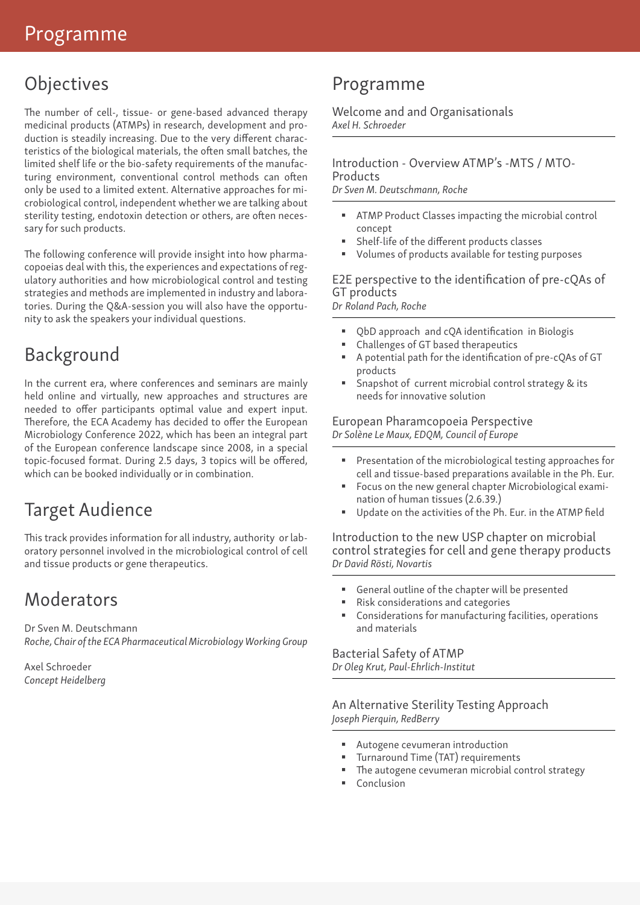# Programme

## Objectives

The number of cell-, tissue- or gene-based advanced therapy medicinal products (ATMPs) in research, development and production is steadily increasing. Due to the very different characteristics of the biological materials, the often small batches, the limited shelf life or the bio-safety requirements of the manufacturing environment, conventional control methods can often only be used to a limited extent. Alternative approaches for microbiological control, independent whether we are talking about sterility testing, endotoxin detection or others, are often necessary for such products.

The following conference will provide insight into how pharmacopoeias deal with this, the experiences and expectations of regulatory authorities and how microbiological control and testing strategies and methods are implemented in industry and laboratories. During the Q&A-session you will also have the opportunity to ask the speakers your individual questions.

## Background

In the current era, where conferences and seminars are mainly held online and virtually, new approaches and structures are needed to offer participants optimal value and expert input. Therefore, the ECA Academy has decided to offer the European Microbiology Conference 2022, which has been an integral part of the European conference landscape since 2008, in a special topic-focused format. During 2.5 days, 3 topics will be offered, which can be booked individually or in combination.

## Target Audience

This track provides information for all industry, authority or laboratory personnel involved in the microbiological control of cell and tissue products or gene therapeutics.

## Moderators

Dr Sven M. Deutschmann
*Roche, Chair of the ECA Pharmaceutical Microbiology Working Group*

Axel Schroeder
*Concept Heidelberg*

## Programme

### Welcome and and Organisationals
*Axel H. Schroeder*

### Introduction - Overview ATMP's -MTS / MTO-Products
*Dr Sven M. Deutschmann, Roche*

- ATMP Product Classes impacting the microbial control concept
- Shelf-life of the different products classes
- Volumes of products available for testing purposes

### E2E perspective to the identification of pre-cQAs of GT products
*Dr Roland Pach, Roche*

- QbD approach and cQA identification in Biologis
- Challenges of GT based therapeutics
- A potential path for the identification of pre-cQAs of GT products
- Snapshot of current microbial control strategy & its needs for innovative solution

### European Pharamcopoeia Perspective
*Dr Solène Le Maux, EDQM, Council of Europe*

- Presentation of the microbiological testing approaches for cell and tissue-based preparations available in the Ph. Eur.
- Focus on the new general chapter Microbiological examination of human tissues (2.6.39.)
- Update on the activities of the Ph. Eur. in the ATMP field

### Introduction to the new USP chapter on microbial control strategies for cell and gene therapy products
*Dr David Rösti, Novartis*

- General outline of the chapter will be presented
- Risk considerations and categories
- Considerations for manufacturing facilities, operations and materials

### Bacterial Safety of ATMP
*Dr Oleg Krut, Paul-Ehrlich-Institut*

### An Alternative Sterility Testing Approach
*Joseph Pierquin, RedBerry*

- Autogene cevumeran introduction
- Turnaround Time (TAT) requirements
- The autogene cevumeran microbial control strategy
- Conclusion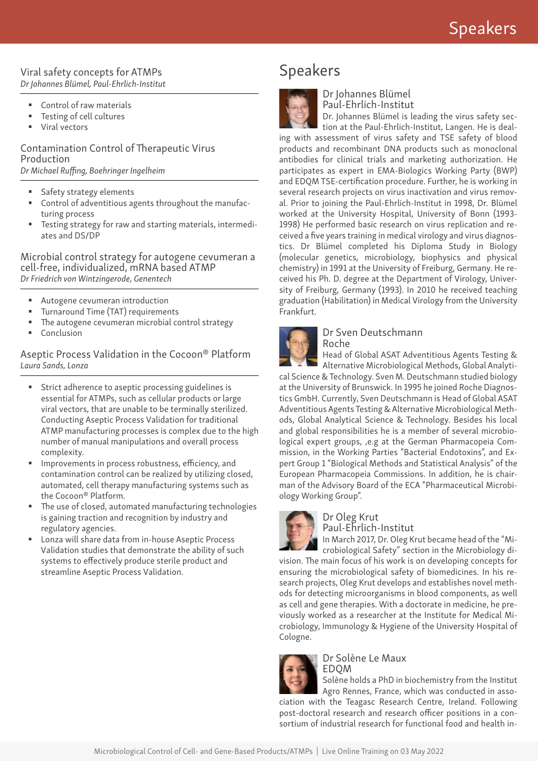### Viral safety concepts for ATMPs
*Dr Johannes Blümel, Paul-Ehrlich-Institut*

- Control of raw materials
- Testing of cell cultures
- Viral vectors

### Contamination Control of Therapeutic Virus Production
*Dr Michael Ruffing, Boehringer Ingelheim*

- Safety strategy elements
- Control of adventitious agents throughout the manufacturing process
- Testing strategy for raw and starting materials, intermediates and DS/DP

### Microbial control strategy for autogene cevumeran a cell-free, individualized, mRNA based ATMP
*Dr Friedrich von Wintzingerode, Genentech*

- Autogene cevumeran introduction
- Turnaround Time (TAT) requirements
- The autogene cevumeran microbial control strategy
- Conclusion

### Aseptic Process Validation in the Cocoon® Platform
*Laura Sands, Lonza*

- Strict adherence to aseptic processing guidelines is essential for ATMPs, such as cellular products or large viral vectors, that are unable to be terminally sterilized. Conducting Aseptic Process Validation for traditional ATMP manufacturing processes is complex due to the high number of manual manipulations and overall process complexity.
- Improvements in process robustness, efficiency, and contamination control can be realized by utilizing closed, automated, cell therapy manufacturing systems such as the Cocoon® Platform.
- The use of closed, automated manufacturing technologies is gaining traction and recognition by industry and regulatory agencies.
- Lonza will share data from in-house Aseptic Process Validation studies that demonstrate the ability of such systems to effectively produce sterile product and streamline Aseptic Process Validation.

## Speakers

### Dr Johannes Blümel
Paul-Ehrlich-Institut

Dr. Johannes Blümel is leading the virus safety section at the Paul-Ehrlich-Institut, Langen. He is dealing with assessment of virus safety and TSE safety of blood products and recombinant DNA products such as monoclonal antibodies for clinical trials and marketing authorization. He participates as expert in EMA-Biologics Working Party (BWP) and EDQM TSE-certification procedure. Further, he is working in several research projects on virus inactivation and virus removal. Prior to joining the Paul-Ehrlich-Institut in 1998, Dr. Blümel worked at the University Hospital, University of Bonn (1993-1998) He performed basic research on virus replication and received a five years training in medical virology and virus diagnostics. Dr Blümel completed his Diploma Study in Biology (molecular genetics, microbiology, biophysics and physical chemistry) in 1991 at the University of Freiburg, Germany. He received his Ph. D. degree at the Department of Virology, University of Freiburg, Germany (1993). In 2010 he received teaching graduation (Habilitation) in Medical Virology from the University Frankfurt.

### Dr Sven Deutschmann
Roche

Head of Global ASAT Adventitious Agents Testing & Alternative Microbiological Methods, Global Analytical Science & Technology. Sven M. Deutschmann studied biology at the University of Brunswick. In 1995 he joined Roche Diagnostics GmbH. Currently, Sven Deutschmann is Head of Global ASAT Adventitious Agents Testing & Alternative Microbiological Methods, Global Analytical Science & Technology. Besides his local and global responsibilities he is a member of several microbiological expert groups, ,e.g at the German Pharmacopeia Commission, in the Working Parties "Bacterial Endotoxins", and Expert Group 1 "Biological Methods and Statistical Analysis" of the European Pharmacopeia Commissions. In addition, he is chairman of the Advisory Board of the ECA "Pharmaceutical Microbiology Working Group".

### Dr Oleg Krut
Paul-Ehrlich-Institut

In March 2017, Dr. Oleg Krut became head of the "Microbiological Safety" section in the Microbiology division. The main focus of his work is on developing concepts for ensuring the microbiological safety of biomedicines. In his research projects, Oleg Krut develops and establishes novel methods for detecting microorganisms in blood components, as well as cell and gene therapies. With a doctorate in medicine, he previously worked as a researcher at the Institute for Medical Microbiology, Immunology & Hygiene of the University Hospital of Cologne.

### Dr Solène Le Maux
EDQM

Solène holds a PhD in biochemistry from the Institut Agro Rennes, France, which was conducted in association with the Teagasc Research Centre, Ireland. Following post-doctoral research and research officer positions in a consortium of industrial research for functional food and health in-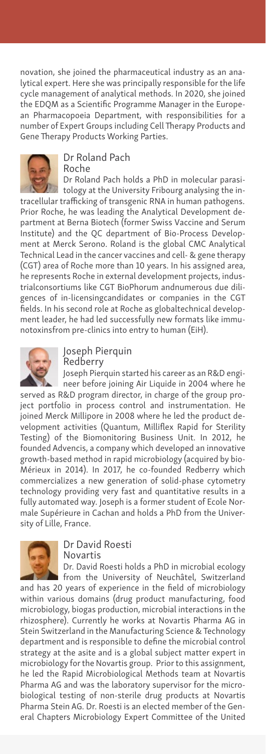novation, she joined the pharmaceutical industry as an analytical expert. Here she was principally responsible for the life cycle management of analytical methods. In 2020, she joined the EDQM as a Scientific Programme Manager in the European Pharmacopoeia Department, with responsibilities for a number of Expert Groups including Cell Therapy Products and Gene Therapy Products Working Parties.

### Dr Roland Pach
Roche

Dr Roland Pach holds a PhD in molecular parasitology at the University Fribourg analysing the intracellular trafficking of transgenic RNA in human pathogens. Prior Roche, he was leading the Analytical Development department at Berna Biotech (former Swiss Vaccine and Serum Institute) and the QC department of Bio-Process Development at Merck Serono. Roland is the global CMC Analytical Technical Lead in the cancer vaccines and cell- & gene therapy (CGT) area of Roche more than 10 years. In his assigned area, he represents Roche in external development projects, industrialconsortiums like CGT BioPhorum andnumerous due diligences of in-licensingcandidates or companies in the CGT fields. In his second role at Roche as globaltechnical development leader, he had led successfully new formats like immunotoxinsfrom pre-clinics into entry to human (EiH).

### Joseph Pierquin
Redberry

Joseph Pierquin started his career as an R&D engineer before joining Air Liquide in 2004 where he served as R&D program director, in charge of the group project portfolio in process control and instrumentation. He joined Merck Millipore in 2008 where he led the product development activities (Quantum, Milliflex Rapid for Sterility Testing) of the Biomonitoring Business Unit. In 2012, he founded Advencis, a company which developed an innovative growth-based method in rapid microbiology (acquired by bioMérieux in 2014). In 2017, he co-founded Redberry which commercializes a new generation of solid-phase cytometry technology providing very fast and quantitative results in a fully automated way. Joseph is a former student of Ecole Normale Supérieure in Cachan and holds a PhD from the University of Lille, France.

### Dr David Roesti
Novartis

Dr. David Roesti holds a PhD in microbial ecology from the University of Neuchâtel, Switzerland and has 20 years of experience in the field of microbiology within various domains (drug product manufacturing, food microbiology, biogas production, microbial interactions in the rhizosphere). Currently he works at Novartis Pharma AG in Stein Switzerland in the Manufacturing Science & Technology department and is responsible to define the microbial control strategy at the asite and is a global subject matter expert in microbiology for the Novartis group. Prior to this assignment, he led the Rapid Microbiological Methods team at Novartis Pharma AG and was the laboratory supervisor for the microbiological testing of non-sterile drug products at Novartis Pharma Stein AG. Dr. Roesti is an elected member of the General Chapters Microbiology Expert Committee of the United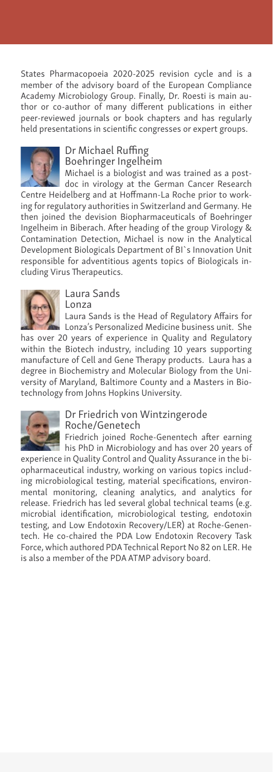States Pharmacopoeia 2020-2025 revision cycle and is a member of the advisory board of the European Compliance Academy Microbiology Group. Finally, Dr. Roesti is main author or co-author of many different publications in either peer-reviewed journals or book chapters and has regularly held presentations in scientific congresses or expert groups.

### Dr Michael Ruffing
Boehringer Ingelheim

Michael is a biologist and was trained as a post-doc in virology at the German Cancer Research Centre Heidelberg and at Hoffmann-La Roche prior to working for regulatory authorities in Switzerland and Germany. He then joined the devision Biopharmaceuticals of Boehringer Ingelheim in Biberach. After heading of the group Virology & Contamination Detection, Michael is now in the Analytical Development Biologicals Department of BI`s Innovation Unit responsible for adventitious agents topics of Biologicals including Virus Therapeutics.

### Laura Sands
Lonza

Laura Sands is the Head of Regulatory Affairs for Lonza's Personalized Medicine business unit. She has over 20 years of experience in Quality and Regulatory within the Biotech industry, including 10 years supporting manufacture of Cell and Gene Therapy products. Laura has a degree in Biochemistry and Molecular Biology from the University of Maryland, Baltimore County and a Masters in Biotechnology from Johns Hopkins University.

### Dr Friedrich von Wintzingerode
Roche/Genetech

Friedrich joined Roche-Genentech after earning his PhD in Microbiology and has over 20 years of experience in Quality Control and Quality Assurance in the biopharmaceutical industry, working on various topics including microbiological testing, material specifications, environmental monitoring, cleaning analytics, and analytics for release. Friedrich has led several global technical teams (e.g. microbial identification, microbiological testing, endotoxin testing, and Low Endotoxin Recovery/LER) at Roche-Genentech. He co-chaired the PDA Low Endotoxin Recovery Task Force, which authored PDA Technical Report No 82 on LER. He is also a member of the PDA ATMP advisory board.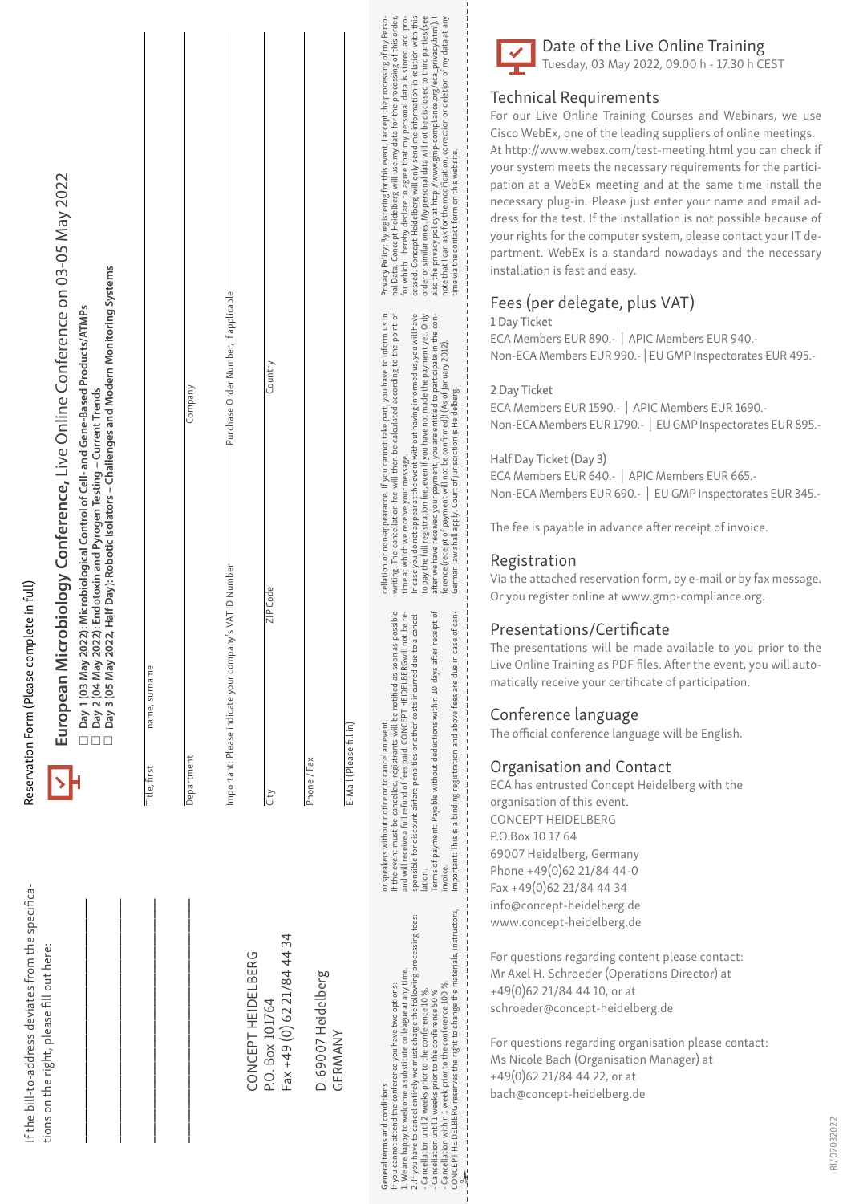If the bill-to-address deviates from the specifications on the right, please fill out here:

CONCEPT HEIDELBERG
P.O. Box 101764
Fax +49 (0) 62 21/84 44 34

D-69007 Heidelberg
GERMANY

## Reservation Form (Please complete in full)

**European Microbiology Conference,** Live Online Conference on 03-05 May 2022

- ☐ Day 1 (03 May 2022): Microbiological Control of Cell- and Gene-Based Products/ATMPs
- ☐ Day 2 (04 May 2022): Endotoxin and Pyrogen Testing – Current Trends
- ☐ Day 3 (05 May 2022, Half Day): Robotic Isolators – Challenges and Modern Monitoring Systems

Title, first name, surname

Department

Company

Important: Please indicate your company's VAT ID Number

Purchase Order Number, if applicable

City

ZIP Code

Country

Phone / Fax

E-Mail (Please fill in)

General terms and conditions
If you cannot attend the conference you have two options:
1. We are happy to welcome a substitute colleague at any time.
2. If you have to cancel entirely we must charge the following processing fees:
- Cancellation until 2 weeks prior to the conference 10 %,
- Cancellation until 1 weeks prior to the conference 50 %
- Cancellation within 1 week prior to the conference 100 %.

CONCEPT HEIDELBERG reserves the right to change the materials, instructors, or speakers without notice or to cancel an event.
If the event must be cancelled, registrants will be notified as soon as possible and will receive a full refund of fees paid. CONCEPT HEIDELBERG will not be responsible for discount airfare penalties or other costs incurred due to a cancellation.
Terms of payment: Payable without deductions within 10 days after receipt of invoice.
Important: This is a binding registration and above fees are due in case of cancellation or non-appearance. If you cannot take part, you have to inform us in writing. The cancellation fee will then be calculated according to the point of time at which we receive your message.
In case you do not appear at the event without having informed us, you will have to pay the full registration fee, even if you have not made the payment yet. Only after we have received your payment, you are entitled to participate in the conference (receipt of payment will not be confirmed)! (As of January 2012).
German law shall apply. Court of jurisdiction is Heidelberg.

Privacy Policy: By registering for this event, I accept the processing of my Personal Data. Concept Heidelberg will use my data for the processing of this order, for which I hereby declare to agree that my personal data is stored and processed. Concept Heidelberg will only send me information in relation with this order or similar ones. My personal data will not be disclosed to third parties (see also the privacy policy at http://www.gmp-compliance.org/eca_privacy.html). I note that I can ask for the modification, correction or deletion of my data at any time via the contact form on this website.

## Date of the Live Online Training

Tuesday, 03 May 2022, 09.00 h - 17.30 h CEST

## Technical Requirements

For our Live Online Training Courses and Webinars, we use Cisco WebEx, one of the leading suppliers of online meetings. At http://www.webex.com/test-meeting.html you can check if your system meets the necessary requirements for the participation at a WebEx meeting and at the same time install the necessary plug-in. Please just enter your name and email address for the test. If the installation is not possible because of your rights for the computer system, please contact your IT department. WebEx is a standard nowadays and the necessary installation is fast and easy.

## Fees (per delegate, plus VAT)

1 Day Ticket
ECA Members EUR 890.- | APIC Members EUR 940.-
Non-ECA Members EUR 990.- | EU GMP Inspectorates EUR 495.-

2 Day Ticket
ECA Members EUR 1590.- | APIC Members EUR 1690.-
Non-ECA Members EUR 1790.- | EU GMP Inspectorates EUR 895.-

Half Day Ticket (Day 3)
ECA Members EUR 640.- | APIC Members EUR 665.-
Non-ECA Members EUR 690.- | EU GMP Inspectorates EUR 345.-

The fee is payable in advance after receipt of invoice.

## Registration

Via the attached reservation form, by e-mail or by fax message. Or you register online at www.gmp-compliance.org.

## Presentations/Certificate

The presentations will be made available to you prior to the Live Online Training as PDF files. After the event, you will automatically receive your certificate of participation.

## Conference language

The official conference language will be English.

## Organisation and Contact

ECA has entrusted Concept Heidelberg with the organisation of this event.
CONCEPT HEIDELBERG
P.O.Box 10 17 64
69007 Heidelberg, Germany
Phone +49(0)62 21/84 44-0
Fax +49(0)62 21/84 44 34
info@concept-heidelberg.de
www.concept-heidelberg.de

For questions regarding content please contact:
Mr Axel H. Schroeder (Operations Director) at
+49(0)62 21/84 44 10, or at
schroeder@concept-heidelberg.de

For questions regarding organisation please contact:
Ms Nicole Bach (Organisation Manager) at
+49(0)62 21/84 44 22, or at
bach@concept-heidelberg.de

RI/07032022